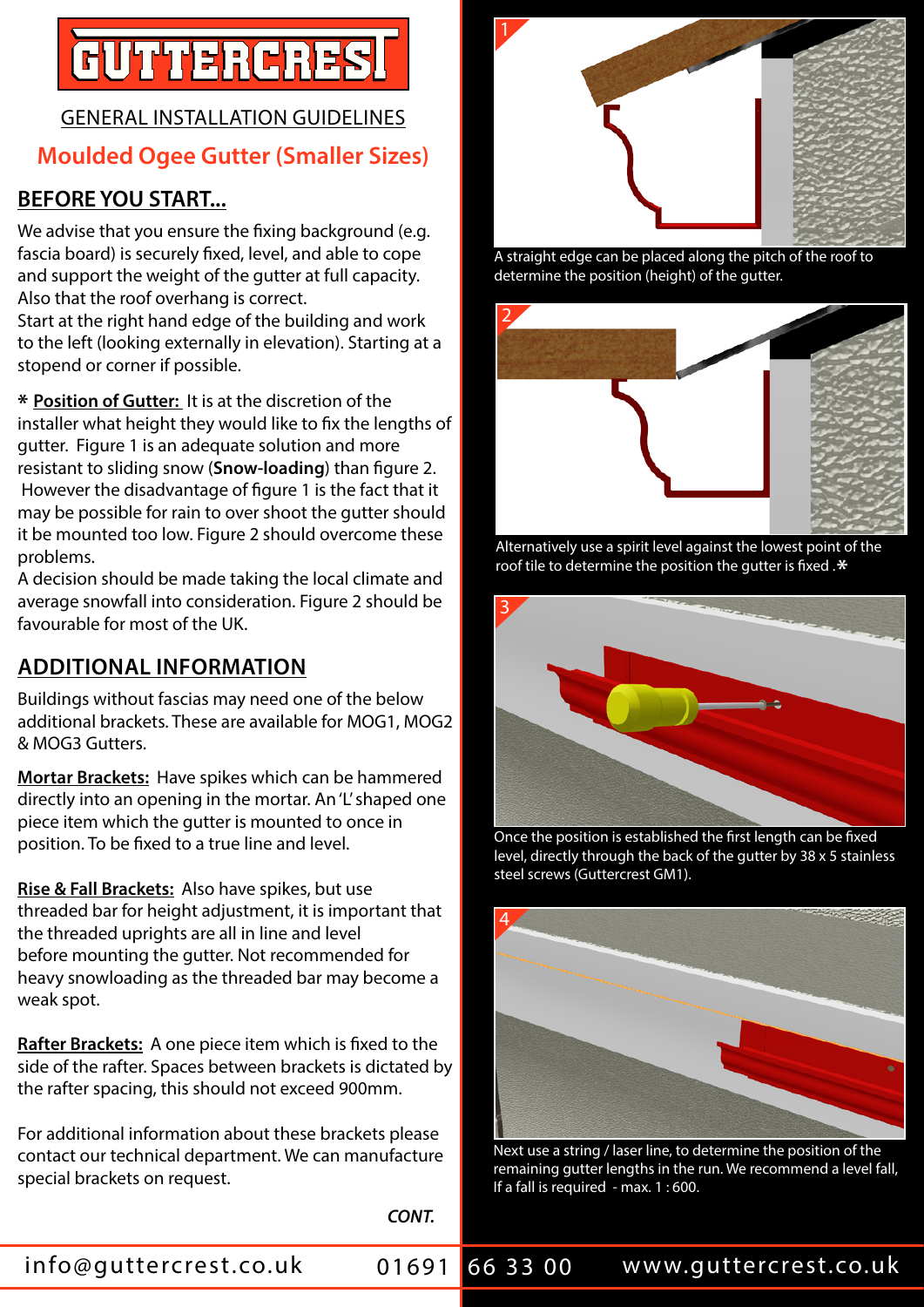# GUTTERCREST

GENERAL INSTALLATION GUIDELINES

## Moulded Ogee Gutter (Smaller Sizes)

## BEFORE YOU START...

We advise that you ensure the fixing background (e.g. fascia board) is securely fixed, level, and able to cope and support the weight of the gutter at full capacity. Also that the roof overhang is correct.
Start at the right hand edge of the building and work to the left (looking externally in elevation). Starting at a stopend or corner if possible.

* **Position of Gutter:** It is at the discretion of the installer what height they would like to fix the lengths of gutter. Figure 1 is an adequate solution and more resistant to sliding snow (**Snow-loading**) than figure 2. However the disadvantage of figure 1 is the fact that it may be possible for rain to over shoot the gutter should it be mounted too low. Figure 2 should overcome these problems.
A decision should be made taking the local climate and average snowfall into consideration. Figure 2 should be favourable for most of the UK.

## ADDITIONAL INFORMATION

Buildings without fascias may need one of the below additional brackets. These are available for MOG1, MOG2 & MOG3 Gutters.

**Mortar Brackets:** Have spikes which can be hammered directly into an opening in the mortar. An 'L' shaped one piece item which the gutter is mounted to once in position. To be fixed to a true line and level.

**Rise & Fall Brackets:** Also have spikes, but use threaded bar for height adjustment, it is important that the threaded uprights are all in line and level before mounting the gutter. Not recommended for heavy snowloading as the threaded bar may become a weak spot.

**Rafter Brackets:** A one piece item which is fixed to the side of the rafter. Spaces between brackets is dictated by the rafter spacing, this should not exceed 900mm.

For additional information about these brackets please contact our technical department. We can manufacture special brackets on request.

*CONT.*

1 — A straight edge can be placed along the pitch of the roof to determine the position (height) of the gutter.

2 — Alternatively use a spirit level against the lowest point of the roof tile to determine the position the gutter is fixed .*

3 — Once the position is established the first length can be fixed level, directly through the back of the gutter by 38 x 5 stainless steel screws (Guttercrest GM1).

4 — Next use a string / laser line, to determine the position of the remaining gutter lengths in the run. We recommend a level fall, If a fall is required - max. 1 : 600.

info@guttercrest.co.uk 01691 66 33 00 www.guttercrest.co.uk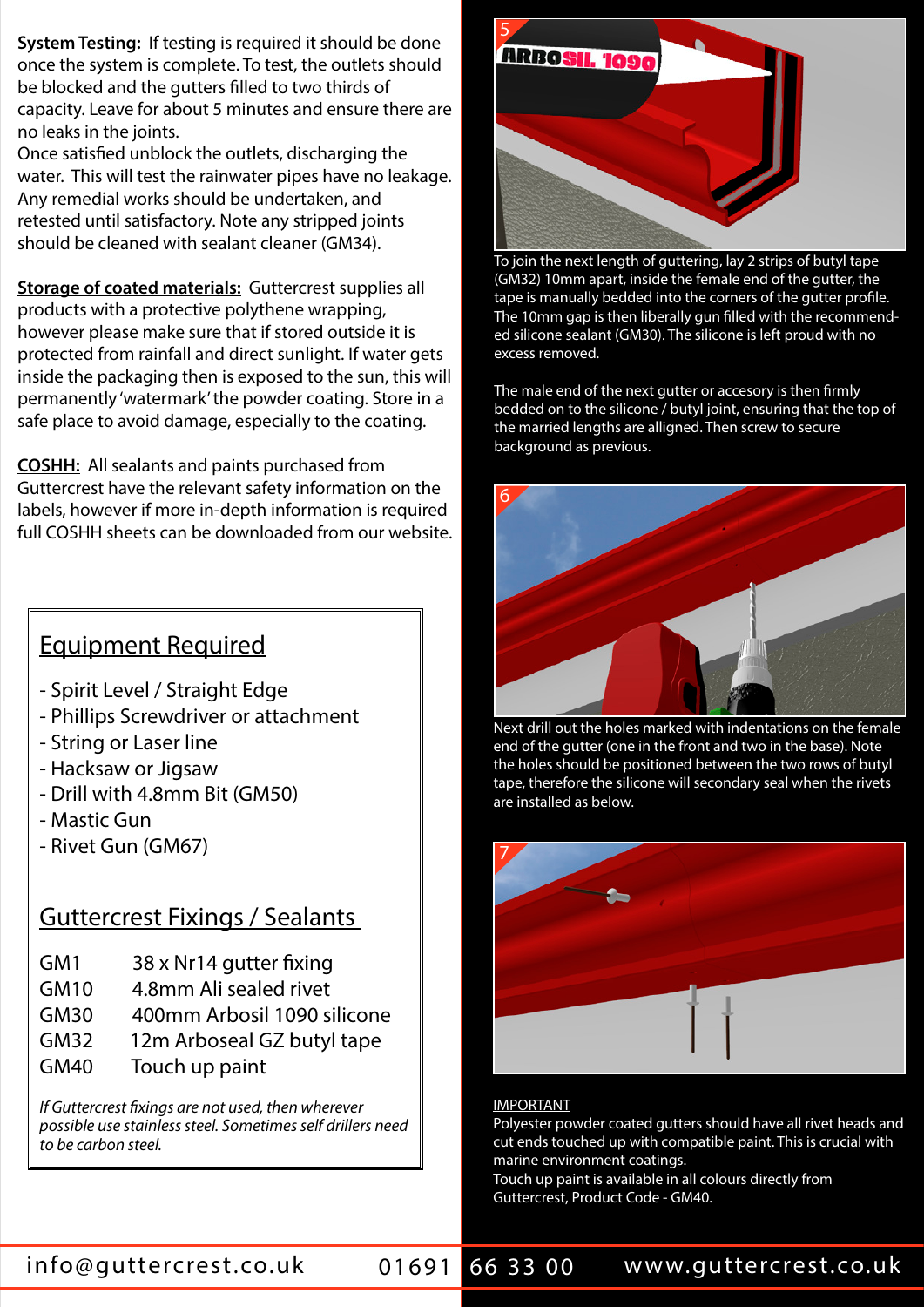**System Testing:** If testing is required it should be done once the system is complete. To test, the outlets should be blocked and the gutters filled to two thirds of capacity. Leave for about 5 minutes and ensure there are no leaks in the joints.
Once satisfied unblock the outlets, discharging the water. This will test the rainwater pipes have no leakage. Any remedial works should be undertaken, and retested until satisfactory. Note any stripped joints should be cleaned with sealant cleaner (GM34).

**Storage of coated materials:** Guttercrest supplies all products with a protective polythene wrapping, however please make sure that if stored outside it is protected from rainfall and direct sunlight. If water gets inside the packaging then is exposed to the sun, this will permanently 'watermark' the powder coating. Store in a safe place to avoid damage, especially to the coating.

**COSHH:** All sealants and paints purchased from Guttercrest have the relevant safety information on the labels, however if more in-depth information is required full COSHH sheets can be downloaded from our website.

## Equipment Required

- Spirit Level / Straight Edge
- Phillips Screwdriver or attachment
- String or Laser line
- Hacksaw or Jigsaw
- Drill with 4.8mm Bit (GM50)
- Mastic Gun
- Rivet Gun (GM67)

## Guttercrest Fixings / Sealants

| | |
|---|---|
| GM1 | 38 x Nr14 gutter fixing |
| GM10 | 4.8mm Ali sealed rivet |
| GM30 | 400mm Arbosil 1090 silicone |
| GM32 | 12m Arboseal GZ butyl tape |
| GM40 | Touch up paint |

*If Guttercrest fixings are not used, then wherever possible use stainless steel. Sometimes self drillers need to be carbon steel.*

5

To join the next length of guttering, lay 2 strips of butyl tape (GM32) 10mm apart, inside the female end of the gutter, the tape is manually bedded into the corners of the gutter profile. The 10mm gap is then liberally gun filled with the recommended silicone sealant (GM30). The silicone is left proud with no excess removed.

The male end of the next gutter or accesory is then firmly bedded on to the silicone / butyl joint, ensuring that the top of the married lengths are alligned. Then screw to secure background as previous.

6

Next drill out the holes marked with indentations on the female end of the gutter (one in the front and two in the base). Note the holes should be positioned between the two rows of butyl tape, therefore the silicone will secondary seal when the rivets are installed as below.

7

IMPORTANT
Polyester powder coated gutters should have all rivet heads and cut ends touched up with compatible paint. This is crucial with marine environment coatings.
Touch up paint is available in all colours directly from Guttercrest, Product Code - GM40.

info@guttercrest.co.uk 01691 66 33 00 www.guttercrest.co.uk